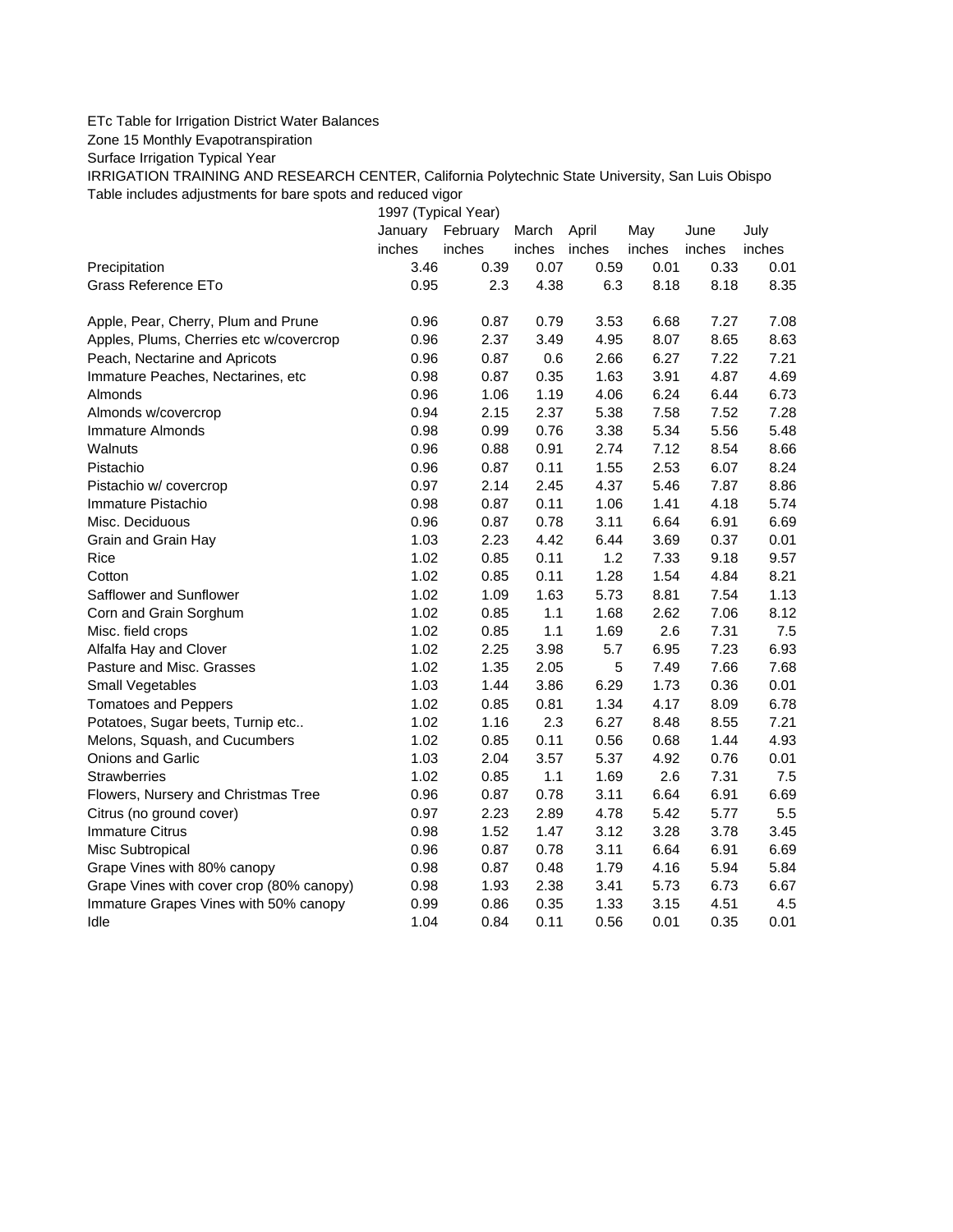ETc Table for Irrigation District Water Balances

Zone 15 Monthly Evapotranspiration

Surface Irrigation Typical Year

IRRIGATION TRAINING AND RESEARCH CENTER, California Polytechnic State University, San Luis Obispo

Table includes adjustments for bare spots and reduced vigor

| | 1997 (Typical Year) | | | | | | |
|---|---|---|---|---|---|---|---|
| | January | February | March | April | May | June | July |
| | inches | inches | inches | inches | inches | inches | inches |
| Precipitation | 3.46 | 0.39 | 0.07 | 0.59 | 0.01 | 0.33 | 0.01 |
| Grass Reference ETo | 0.95 | 2.3 | 4.38 | 6.3 | 8.18 | 8.18 | 8.35 |
| | | | | | | | |
| Apple, Pear, Cherry, Plum and Prune | 0.96 | 0.87 | 0.79 | 3.53 | 6.68 | 7.27 | 7.08 |
| Apples, Plums, Cherries etc w/covercrop | 0.96 | 2.37 | 3.49 | 4.95 | 8.07 | 8.65 | 8.63 |
| Peach, Nectarine and Apricots | 0.96 | 0.87 | 0.6 | 2.66 | 6.27 | 7.22 | 7.21 |
| Immature Peaches, Nectarines, etc | 0.98 | 0.87 | 0.35 | 1.63 | 3.91 | 4.87 | 4.69 |
| Almonds | 0.96 | 1.06 | 1.19 | 4.06 | 6.24 | 6.44 | 6.73 |
| Almonds w/covercrop | 0.94 | 2.15 | 2.37 | 5.38 | 7.58 | 7.52 | 7.28 |
| Immature Almonds | 0.98 | 0.99 | 0.76 | 3.38 | 5.34 | 5.56 | 5.48 |
| Walnuts | 0.96 | 0.88 | 0.91 | 2.74 | 7.12 | 8.54 | 8.66 |
| Pistachio | 0.96 | 0.87 | 0.11 | 1.55 | 2.53 | 6.07 | 8.24 |
| Pistachio w/ covercrop | 0.97 | 2.14 | 2.45 | 4.37 | 5.46 | 7.87 | 8.86 |
| Immature Pistachio | 0.98 | 0.87 | 0.11 | 1.06 | 1.41 | 4.18 | 5.74 |
| Misc. Deciduous | 0.96 | 0.87 | 0.78 | 3.11 | 6.64 | 6.91 | 6.69 |
| Grain and Grain Hay | 1.03 | 2.23 | 4.42 | 6.44 | 3.69 | 0.37 | 0.01 |
| Rice | 1.02 | 0.85 | 0.11 | 1.2 | 7.33 | 9.18 | 9.57 |
| Cotton | 1.02 | 0.85 | 0.11 | 1.28 | 1.54 | 4.84 | 8.21 |
| Safflower and Sunflower | 1.02 | 1.09 | 1.63 | 5.73 | 8.81 | 7.54 | 1.13 |
| Corn and Grain Sorghum | 1.02 | 0.85 | 1.1 | 1.68 | 2.62 | 7.06 | 8.12 |
| Misc. field crops | 1.02 | 0.85 | 1.1 | 1.69 | 2.6 | 7.31 | 7.5 |
| Alfalfa Hay and Clover | 1.02 | 2.25 | 3.98 | 5.7 | 6.95 | 7.23 | 6.93 |
| Pasture and Misc. Grasses | 1.02 | 1.35 | 2.05 | 5 | 7.49 | 7.66 | 7.68 |
| Small Vegetables | 1.03 | 1.44 | 3.86 | 6.29 | 1.73 | 0.36 | 0.01 |
| Tomatoes and Peppers | 1.02 | 0.85 | 0.81 | 1.34 | 4.17 | 8.09 | 6.78 |
| Potatoes, Sugar beets, Turnip etc.. | 1.02 | 1.16 | 2.3 | 6.27 | 8.48 | 8.55 | 7.21 |
| Melons, Squash, and Cucumbers | 1.02 | 0.85 | 0.11 | 0.56 | 0.68 | 1.44 | 4.93 |
| Onions and Garlic | 1.03 | 2.04 | 3.57 | 5.37 | 4.92 | 0.76 | 0.01 |
| Strawberries | 1.02 | 0.85 | 1.1 | 1.69 | 2.6 | 7.31 | 7.5 |
| Flowers, Nursery and Christmas Tree | 0.96 | 0.87 | 0.78 | 3.11 | 6.64 | 6.91 | 6.69 |
| Citrus (no ground cover) | 0.97 | 2.23 | 2.89 | 4.78 | 5.42 | 5.77 | 5.5 |
| Immature Citrus | 0.98 | 1.52 | 1.47 | 3.12 | 3.28 | 3.78 | 3.45 |
| Misc Subtropical | 0.96 | 0.87 | 0.78 | 3.11 | 6.64 | 6.91 | 6.69 |
| Grape Vines with 80% canopy | 0.98 | 0.87 | 0.48 | 1.79 | 4.16 | 5.94 | 5.84 |
| Grape Vines with cover crop (80% canopy) | 0.98 | 1.93 | 2.38 | 3.41 | 5.73 | 6.73 | 6.67 |
| Immature Grapes Vines with 50% canopy | 0.99 | 0.86 | 0.35 | 1.33 | 3.15 | 4.51 | 4.5 |
| Idle | 1.04 | 0.84 | 0.11 | 0.56 | 0.01 | 0.35 | 0.01 |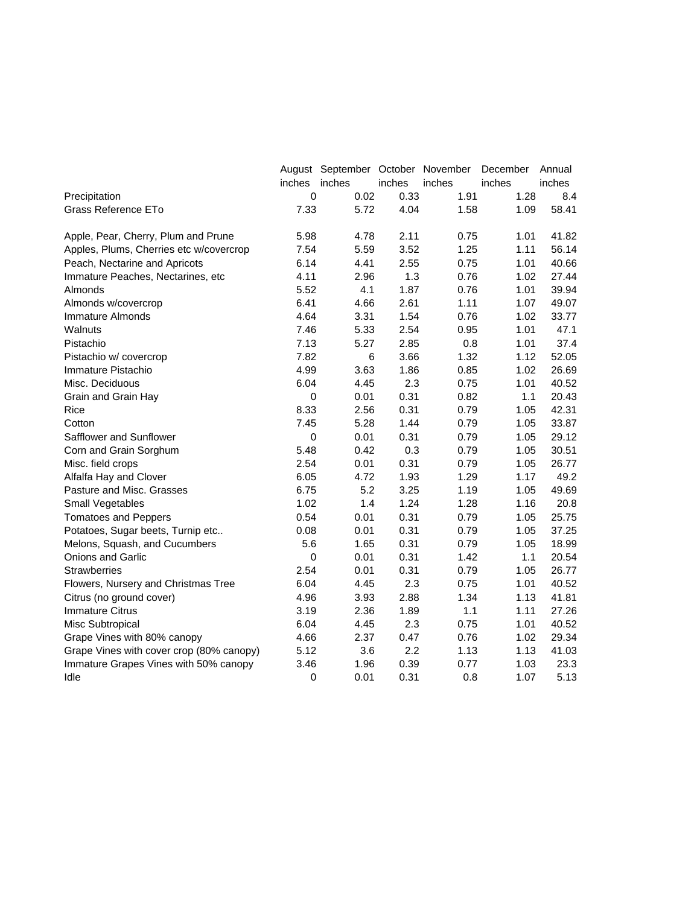| | August inches | September inches | October inches | November inches | December inches | Annual inches |
|---|---|---|---|---|---|---|
| Precipitation | 0 | 0.02 | 0.33 | 1.91 | 1.28 | 8.4 |
| Grass Reference ETo | 7.33 | 5.72 | 4.04 | 1.58 | 1.09 | 58.41 |
| | | | | | | |
| Apple, Pear, Cherry, Plum and Prune | 5.98 | 4.78 | 2.11 | 0.75 | 1.01 | 41.82 |
| Apples, Plums, Cherries etc w/covercrop | 7.54 | 5.59 | 3.52 | 1.25 | 1.11 | 56.14 |
| Peach, Nectarine and Apricots | 6.14 | 4.41 | 2.55 | 0.75 | 1.01 | 40.66 |
| Immature Peaches, Nectarines, etc | 4.11 | 2.96 | 1.3 | 0.76 | 1.02 | 27.44 |
| Almonds | 5.52 | 4.1 | 1.87 | 0.76 | 1.01 | 39.94 |
| Almonds w/covercrop | 6.41 | 4.66 | 2.61 | 1.11 | 1.07 | 49.07 |
| Immature Almonds | 4.64 | 3.31 | 1.54 | 0.76 | 1.02 | 33.77 |
| Walnuts | 7.46 | 5.33 | 2.54 | 0.95 | 1.01 | 47.1 |
| Pistachio | 7.13 | 5.27 | 2.85 | 0.8 | 1.01 | 37.4 |
| Pistachio w/ covercrop | 7.82 | 6 | 3.66 | 1.32 | 1.12 | 52.05 |
| Immature Pistachio | 4.99 | 3.63 | 1.86 | 0.85 | 1.02 | 26.69 |
| Misc. Deciduous | 6.04 | 4.45 | 2.3 | 0.75 | 1.01 | 40.52 |
| Grain and Grain Hay | 0 | 0.01 | 0.31 | 0.82 | 1.1 | 20.43 |
| Rice | 8.33 | 2.56 | 0.31 | 0.79 | 1.05 | 42.31 |
| Cotton | 7.45 | 5.28 | 1.44 | 0.79 | 1.05 | 33.87 |
| Safflower and Sunflower | 0 | 0.01 | 0.31 | 0.79 | 1.05 | 29.12 |
| Corn and Grain Sorghum | 5.48 | 0.42 | 0.3 | 0.79 | 1.05 | 30.51 |
| Misc. field crops | 2.54 | 0.01 | 0.31 | 0.79 | 1.05 | 26.77 |
| Alfalfa Hay and Clover | 6.05 | 4.72 | 1.93 | 1.29 | 1.17 | 49.2 |
| Pasture and Misc. Grasses | 6.75 | 5.2 | 3.25 | 1.19 | 1.05 | 49.69 |
| Small Vegetables | 1.02 | 1.4 | 1.24 | 1.28 | 1.16 | 20.8 |
| Tomatoes and Peppers | 0.54 | 0.01 | 0.31 | 0.79 | 1.05 | 25.75 |
| Potatoes, Sugar beets, Turnip etc.. | 0.08 | 0.01 | 0.31 | 0.79 | 1.05 | 37.25 |
| Melons, Squash, and Cucumbers | 5.6 | 1.65 | 0.31 | 0.79 | 1.05 | 18.99 |
| Onions and Garlic | 0 | 0.01 | 0.31 | 1.42 | 1.1 | 20.54 |
| Strawberries | 2.54 | 0.01 | 0.31 | 0.79 | 1.05 | 26.77 |
| Flowers, Nursery and Christmas Tree | 6.04 | 4.45 | 2.3 | 0.75 | 1.01 | 40.52 |
| Citrus (no ground cover) | 4.96 | 3.93 | 2.88 | 1.34 | 1.13 | 41.81 |
| Immature Citrus | 3.19 | 2.36 | 1.89 | 1.1 | 1.11 | 27.26 |
| Misc Subtropical | 6.04 | 4.45 | 2.3 | 0.75 | 1.01 | 40.52 |
| Grape Vines with 80% canopy | 4.66 | 2.37 | 0.47 | 0.76 | 1.02 | 29.34 |
| Grape Vines with cover crop (80% canopy) | 5.12 | 3.6 | 2.2 | 1.13 | 1.13 | 41.03 |
| Immature Grapes Vines with 50% canopy | 3.46 | 1.96 | 0.39 | 0.77 | 1.03 | 23.3 |
| Idle | 0 | 0.01 | 0.31 | 0.8 | 1.07 | 5.13 |